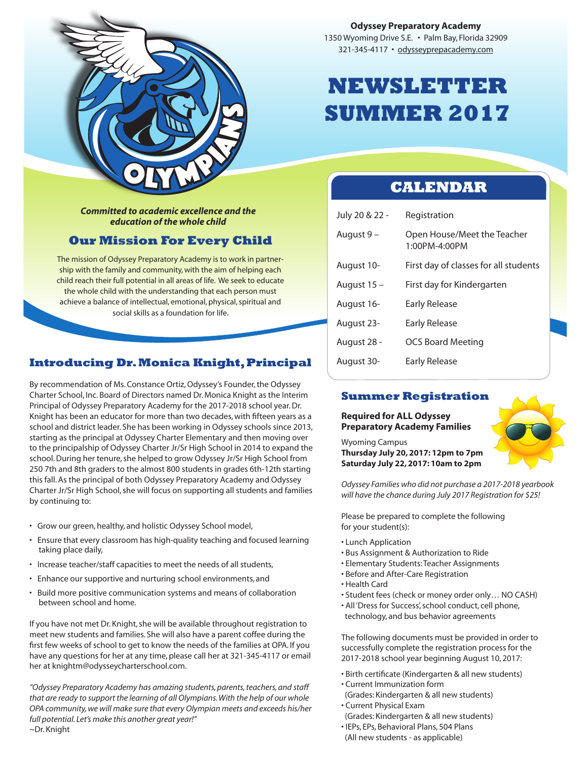**Odyssey Preparatory Academy**
1350 Wyoming Drive S.E. • Palm Bay, Florida 32909
321-345-4117 • odysseyprepacademy.com

# NEWSLETTER SUMMER 2017

***Committed to academic excellence and the education of the whole child***

## Our Mission For Every Child

The mission of Odyssey Preparatory Academy is to work in partnership with the family and community, with the aim of helping each child reach their full potential in all areas of life. We seek to educate the whole child with the understanding that each person must achieve a balance of intellectual, emotional, physical, spiritual and social skills as a foundation for life.

## Introducing Dr. Monica Knight, Principal

By recommendation of Ms. Constance Ortiz, Odyssey's Founder, the Odyssey Charter School, Inc. Board of Directors named Dr. Monica Knight as the Interim Principal of Odyssey Preparatory Academy for the 2017-2018 school year. Dr. Knight has been an educator for more than two decades, with fifteen years as a school and district leader. She has been working in Odyssey schools since 2013, starting as the principal at Odyssey Charter Elementary and then moving over to the principalship of Odyssey Charter Jr/Sr High School in 2014 to expand the school. During her tenure, she helped to grow Odyssey Jr/Sr High School from 250 7th and 8th graders to the almost 800 students in grades 6th-12th starting this fall. As the principal of both Odyssey Preparatory Academy and Odyssey Charter Jr/Sr High School, she will focus on supporting all students and families by continuing to:

- Grow our green, healthy, and holistic Odyssey School model,
- Ensure that every classroom has high-quality teaching and focused learning taking place daily,
- Increase teacher/staff capacities to meet the needs of all students,
- Enhance our supportive and nurturing school environments, and
- Build more positive communication systems and means of collaboration between school and home.

If you have not met Dr. Knight, she will be available throughout registration to meet new students and families. She will also have a parent coffee during the first few weeks of school to get to know the needs of the families at OPA. If you have any questions for her at any time, please call her at 321-345-4117 or email her at knightm@odysseycharterschool.com.

*"Odyssey Preparatory Academy has amazing students, parents, teachers, and staff that are ready to support the learning of all Olympians. With the help of our whole OPA community, we will make sure that every Olympian meets and exceeds his/her full potential. Let's make this another great year!"*
~Dr. Knight

## CALENDAR

| | |
|---|---|
| July 20 & 22 - | Registration |
| August 9 – | Open House/Meet the Teacher 1:00PM-4:00PM |
| August 10- | First day of classes for all students |
| August 15 – | First day for Kindergarten |
| August 16- | Early Release |
| August 23- | Early Release |
| August 28 - | OCS Board Meeting |
| August 30- | Early Release |

## Summer Registration

**Required for ALL Odyssey Preparatory Academy Families**

Wyoming Campus
**Thursday July 20, 2017: 12pm to 7pm**
**Saturday July 22, 2017: 10am to 2pm**

*Odyssey Families who did not purchase a 2017-2018 yearbook will have the chance during July 2017 Registration for $25!*

Please be prepared to complete the following for your student(s):

- Lunch Application
- Bus Assignment & Authorization to Ride
- Elementary Students: Teacher Assignments
- Before and After-Care Registration
- Health Card
- Student fees (check or money order only… NO CASH)
- All 'Dress for Success', school conduct, cell phone, technology, and bus behavior agreements

The following documents must be provided in order to successfully complete the registration process for the 2017-2018 school year beginning August 10, 2017:

- Birth certificate (Kindergarten & all new students)
- Current Immunization form (Grades: Kindergarten & all new students)
- Current Physical Exam (Grades: Kindergarten & all new students)
- IEPs, EPs, Behavioral Plans, 504 Plans (All new students - as applicable)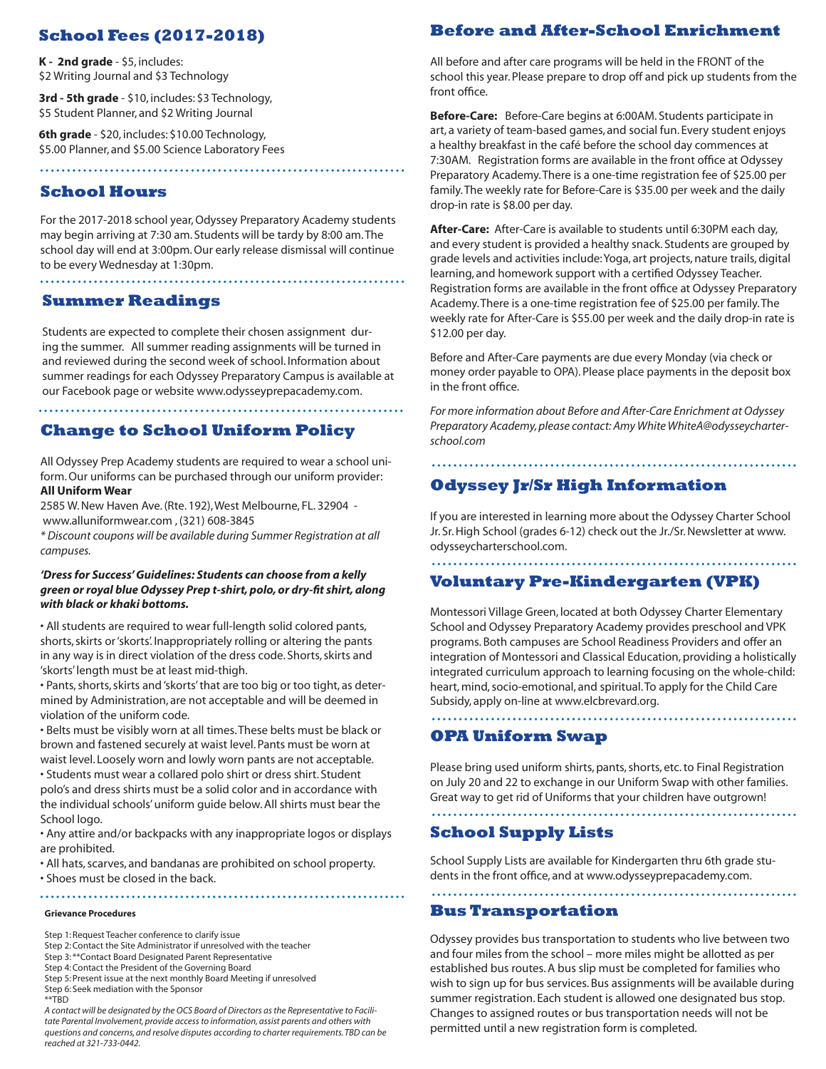## School Fees (2017-2018)

**K - 2nd grade** - $5, includes: $2 Writing Journal and $3 Technology

**3rd - 5th grade** - $10, includes: $3 Technology, $5 Student Planner, and $2 Writing Journal

**6th grade** - $20, includes: $10.00 Technology, $5.00 Planner, and $5.00 Science Laboratory Fees

## School Hours

For the 2017-2018 school year, Odyssey Preparatory Academy students may begin arriving at 7:30 am. Students will be tardy by 8:00 am. The school day will end at 3:00pm. Our early release dismissal will continue to be every Wednesday at 1:30pm.

## Summer Readings

Students are expected to complete their chosen assignment during the summer. All summer reading assignments will be turned in and reviewed during the second week of school. Information about summer readings for each Odyssey Preparatory Campus is available at our Facebook page or website www.odysseyprepacademy.com.

## Change to School Uniform Policy

All Odyssey Prep Academy students are required to wear a school uniform. Our uniforms can be purchased through our uniform provider:
**All Uniform Wear**
2585 W. New Haven Ave. (Rte. 192), West Melbourne, FL. 32904 - www.alluniformwear.com , (321) 608-3845
*\* Discount coupons will be available during Summer Registration at all campuses.*

***'Dress for Success' Guidelines: Students can choose from a kelly green or royal blue Odyssey Prep t-shirt, polo, or dry-fit shirt, along with black or khaki bottoms.***

- All students are required to wear full-length solid colored pants, shorts, skirts or 'skorts'. Inappropriately rolling or altering the pants in any way is in direct violation of the dress code. Shorts, skirts and 'skorts' length must be at least mid-thigh.
- Pants, shorts, skirts and 'skorts' that are too big or too tight, as determined by Administration, are not acceptable and will be deemed in violation of the uniform code.
- Belts must be visibly worn at all times. These belts must be black or brown and fastened securely at waist level. Pants must be worn at waist level. Loosely worn and lowly worn pants are not acceptable.
- Students must wear a collared polo shirt or dress shirt. Student polo's and dress shirts must be a solid color and in accordance with the individual schools' uniform guide below. All shirts must bear the School logo.
- Any attire and/or backpacks with any inappropriate logos or displays are prohibited.
- All hats, scarves, and bandanas are prohibited on school property.
- Shoes must be closed in the back.

**Grievance Procedures**

Step 1: Request Teacher conference to clarify issue
Step 2: Contact the Site Administrator if unresolved with the teacher
Step 3: **Contact Board Designated Parent Representative
Step 4: Contact the President of the Governing Board
Step 5: Present issue at the next monthly Board Meeting if unresolved
Step 6: Seek mediation with the Sponsor
**TBD
*A contact will be designated by the OCS Board of Directors as the Representative to Facilitate Parental Involvement, provide access to information, assist parents and others with questions and concerns, and resolve disputes according to charter requirements. TBD can be reached at 321-733-0442.*

## Before and After-School Enrichment

All before and after care programs will be held in the FRONT of the school this year. Please prepare to drop off and pick up students from the front office.

**Before-Care:** Before-Care begins at 6:00AM. Students participate in art, a variety of team-based games, and social fun. Every student enjoys a healthy breakfast in the café before the school day commences at 7:30AM. Registration forms are available in the front office at Odyssey Preparatory Academy. There is a one-time registration fee of $25.00 per family. The weekly rate for Before-Care is $35.00 per week and the daily drop-in rate is $8.00 per day.

**After-Care:** After-Care is available to students until 6:30PM each day, and every student is provided a healthy snack. Students are grouped by grade levels and activities include: Yoga, art projects, nature trails, digital learning, and homework support with a certified Odyssey Teacher. Registration forms are available in the front office at Odyssey Preparatory Academy. There is a one-time registration fee of $25.00 per family. The weekly rate for After-Care is $55.00 per week and the daily drop-in rate is $12.00 per day.

Before and After-Care payments are due every Monday (via check or money order payable to OPA). Please place payments in the deposit box in the front office.

*For more information about Before and After-Care Enrichment at Odyssey Preparatory Academy, please contact: Amy White WhiteA@odysseycharterschool.com*

## Odyssey Jr/Sr High Information

If you are interested in learning more about the Odyssey Charter School Jr. Sr. High School (grades 6-12) check out the Jr./Sr. Newsletter at www.odysseycharterschool.com.

## Voluntary Pre-Kindergarten (VPK)

Montessori Village Green, located at both Odyssey Charter Elementary School and Odyssey Preparatory Academy provides preschool and VPK programs. Both campuses are School Readiness Providers and offer an integration of Montessori and Classical Education, providing a holistically integrated curriculum approach to learning focusing on the whole-child: heart, mind, socio-emotional, and spiritual. To apply for the Child Care Subsidy, apply on-line at www.elcbrevard.org.

## OPA Uniform Swap

Please bring used uniform shirts, pants, shorts, etc. to Final Registration on July 20 and 22 to exchange in our Uniform Swap with other families. Great way to get rid of Uniforms that your children have outgrown!

## School Supply Lists

School Supply Lists are available for Kindergarten thru 6th grade students in the front office, and at www.odysseyprepacademy.com.

## Bus Transportation

Odyssey provides bus transportation to students who live between two and four miles from the school – more miles might be allotted as per established bus routes. A bus slip must be completed for families who wish to sign up for bus services. Bus assignments will be available during summer registration. Each student is allowed one designated bus stop. Changes to assigned routes or bus transportation needs will not be permitted until a new registration form is completed.